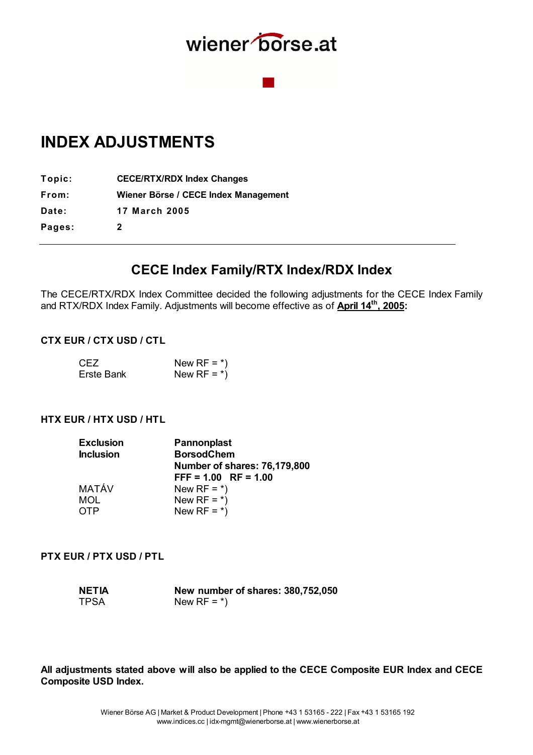wiener börse.at

# INDEX ADJUSTMENTS

**Topic:** CECE/RTX/RDX Index Changes
**From:** Wiener Börse / CECE Index Management
**Date:** 17 March 2005
**Pages:** 2

---

## CECE Index Family/RTX Index/RDX Index

The CECE/RTX/RDX Index Committee decided the following adjustments for the CECE Index Family and RTX/RDX Index Family. Adjustments will become effective as of **April 14th, 2005:**

### CTX EUR / CTX USD / CTL

| | |
|---|---|
| CEZ | New RF = *) |
| Erste Bank | New RF = *) |

### HTX EUR / HTX USD / HTL

| | |
|---|---|
| **Exclusion** | **Pannonplast** |
| **Inclusion** | **BorsodChem** |
| | **Number of shares: 76,179,800** |
| | **FFF = 1.00 RF = 1.00** |
| MATÁV | New RF = *) |
| MOL | New RF = *) |
| OTP | New RF = *) |

### PTX EUR / PTX USD / PTL

| | |
|---|---|
| **NETIA** | **New number of shares: 380,752,050** |
| TPSA | New RF = *) |

**All adjustments stated above will also be applied to the CECE Composite EUR Index and CECE Composite USD Index.**

Wiener Börse AG | Market & Product Development | Phone +43 1 53165 - 222 | Fax +43 1 53165 192
www.indices.cc | idx-mgmt@wienerborse.at | www.wienerborse.at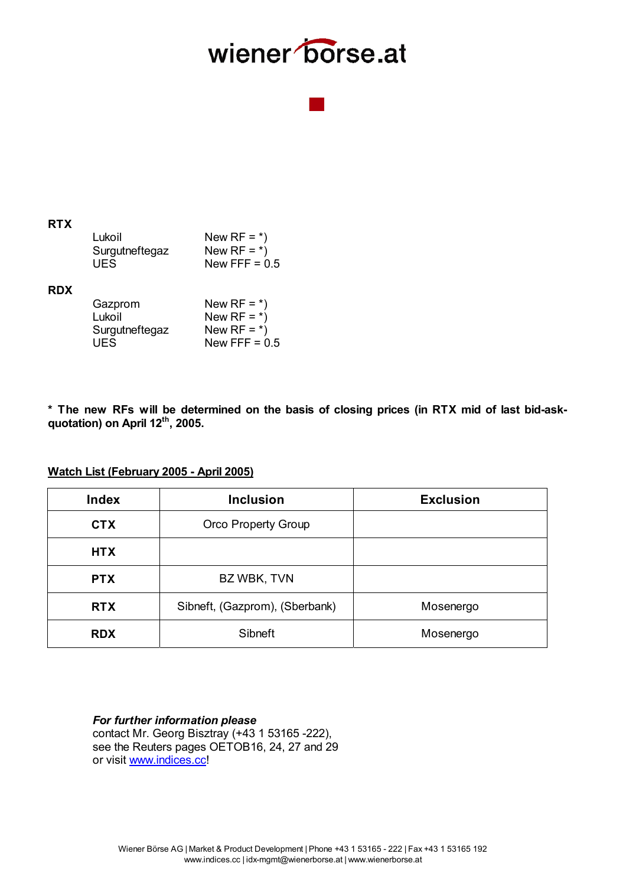**RTX**

| | |
|---|---|
| Lukoil | New RF = *) |
| Surgutneftegaz | New RF = *) |
| UES | New FFF = 0.5 |

**RDX**

| | |
|---|---|
| Gazprom | New RF = *) |
| Lukoil | New RF = *) |
| Surgutneftegaz | New RF = *) |
| UES | New FFF = 0.5 |

**\* The new RFs will be determined on the basis of closing prices (in RTX mid of last bid-ask-quotation) on April 12th, 2005.**

**Watch List (February 2005 - April 2005)**

| Index | Inclusion | Exclusion |
|---|---|---|
| **CTX** | Orco Property Group | |
| **HTX** | | |
| **PTX** | BZ WBK, TVN | |
| **RTX** | Sibneft, (Gazprom), (Sberbank) | Mosenergo |
| **RDX** | Sibneft | Mosenergo |

***For further information please***
contact Mr. Georg Bisztray (+43 1 53165 -222),
see the Reuters pages OETOB16, 24, 27 and 29
or visit www.indices.cc!